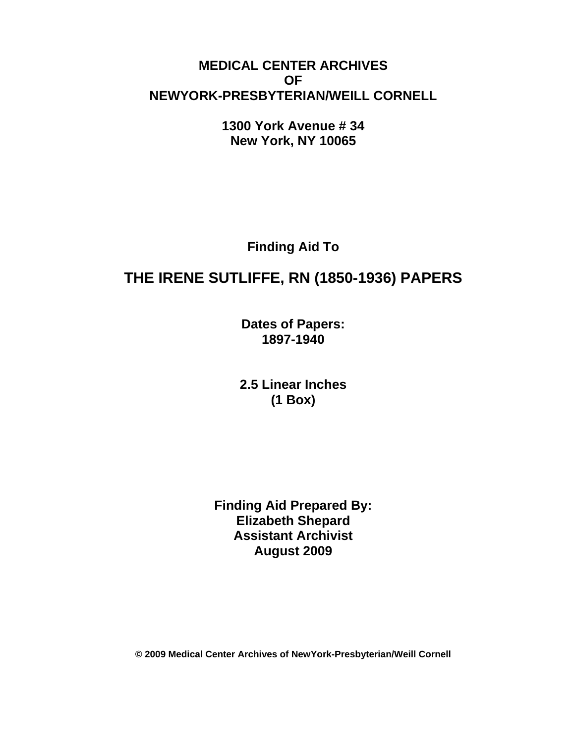**MEDICAL CENTER ARCHIVES**
**OF**
**NEWYORK-PRESBYTERIAN/WEILL CORNELL**

**1300 York Avenue # 34**
**New York, NY 10065**

**Finding Aid To**

# THE IRENE SUTLIFFE, RN (1850-1936) PAPERS

**Dates of Papers:**
**1897-1940**

**2.5 Linear Inches**
**(1 Box)**

**Finding Aid Prepared By:**
**Elizabeth Shepard**
**Assistant Archivist**
**August 2009**

**© 2009 Medical Center Archives of NewYork-Presbyterian/Weill Cornell**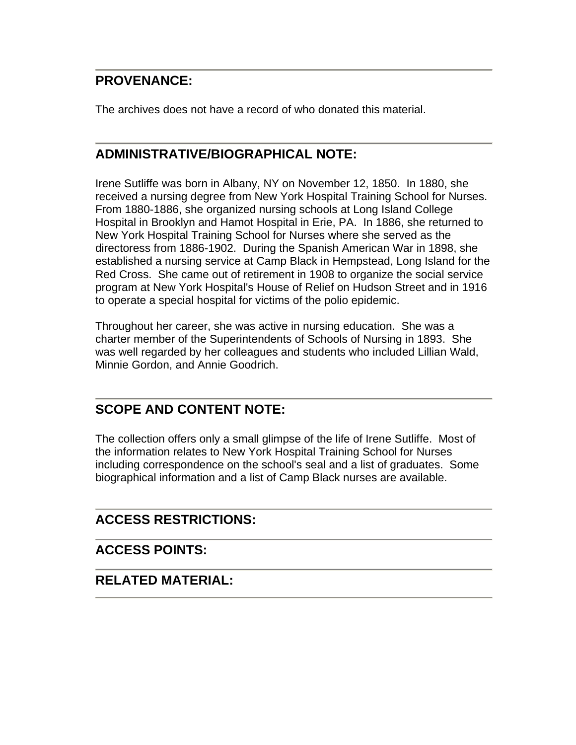## PROVENANCE:

The archives does not have a record of who donated this material.

## ADMINISTRATIVE/BIOGRAPHICAL NOTE:

Irene Sutliffe was born in Albany, NY on November 12, 1850. In 1880, she received a nursing degree from New York Hospital Training School for Nurses. From 1880-1886, she organized nursing schools at Long Island College Hospital in Brooklyn and Hamot Hospital in Erie, PA. In 1886, she returned to New York Hospital Training School for Nurses where she served as the directoress from 1886-1902. During the Spanish American War in 1898, she established a nursing service at Camp Black in Hempstead, Long Island for the Red Cross. She came out of retirement in 1908 to organize the social service program at New York Hospital's House of Relief on Hudson Street and in 1916 to operate a special hospital for victims of the polio epidemic.

Throughout her career, she was active in nursing education. She was a charter member of the Superintendents of Schools of Nursing in 1893. She was well regarded by her colleagues and students who included Lillian Wald, Minnie Gordon, and Annie Goodrich.

## SCOPE AND CONTENT NOTE:

The collection offers only a small glimpse of the life of Irene Sutliffe. Most of the information relates to New York Hospital Training School for Nurses including correspondence on the school's seal and a list of graduates. Some biographical information and a list of Camp Black nurses are available.

## ACCESS RESTRICTIONS:

## ACCESS POINTS:

## RELATED MATERIAL: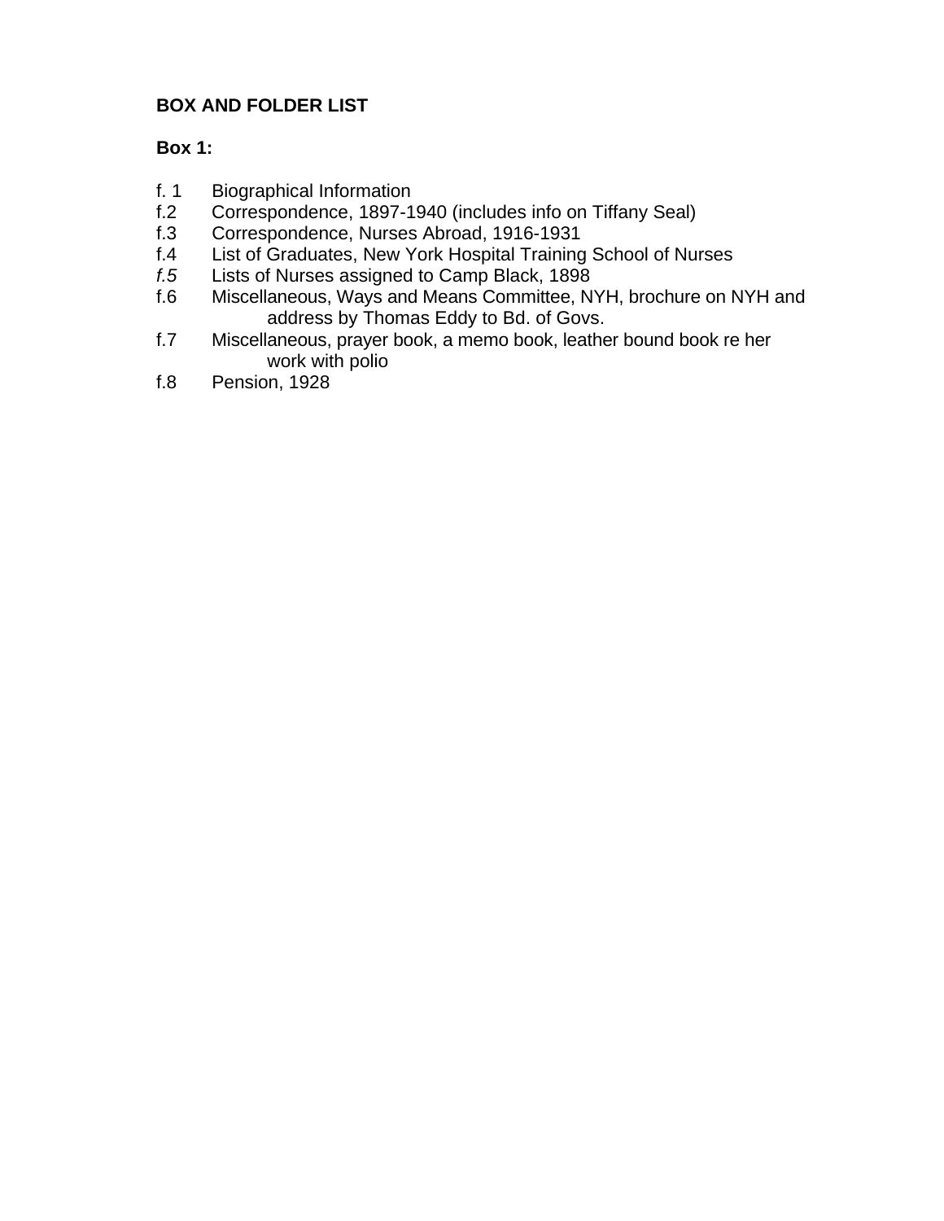**BOX AND FOLDER LIST**

**Box 1:**

f. 1 Biographical Information
f.2 Correspondence, 1897-1940 (includes info on Tiffany Seal)
f.3 Correspondence, Nurses Abroad, 1916-1931
f.4 List of Graduates, New York Hospital Training School of Nurses
*f.5* Lists of Nurses assigned to Camp Black, 1898
f.6 Miscellaneous, Ways and Means Committee, NYH, brochure on NYH and address by Thomas Eddy to Bd. of Govs.
f.7 Miscellaneous, prayer book, a memo book, leather bound book re her work with polio
f.8 Pension, 1928